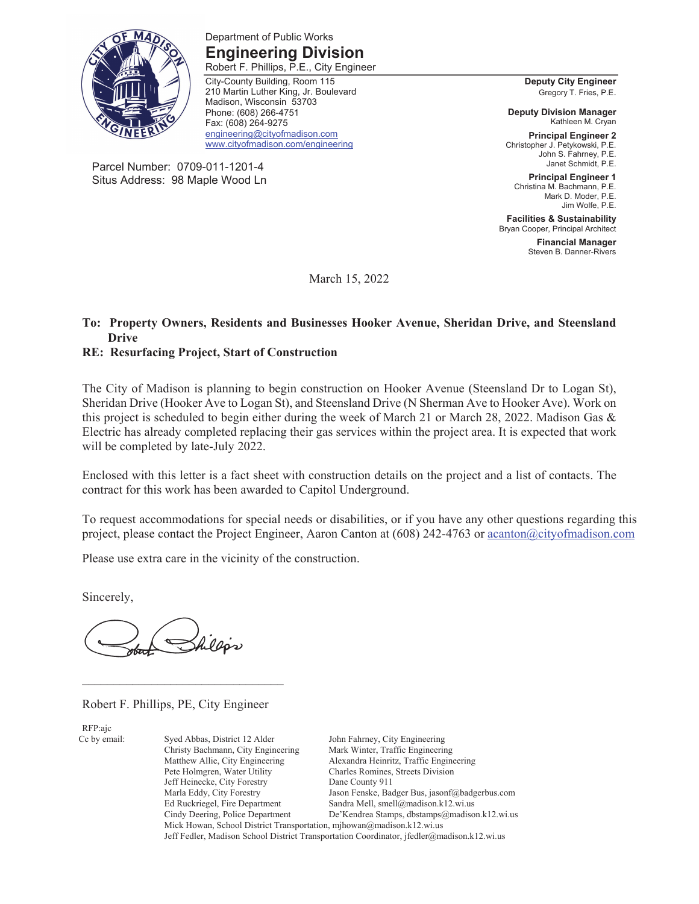Department of Public Works

# Engineering Division

Robert F. Phillips, P.E., City Engineer

City-County Building, Room 115
210 Martin Luther King, Jr. Boulevard
Madison, Wisconsin 53703
Phone: (608) 266-4751
Fax: (608) 264-9275
engineering@cityofmadison.com
www.cityofmadison.com/engineering

**Deputy City Engineer**
Gregory T. Fries, P.E.

**Deputy Division Manager**
Kathleen M. Cryan

**Principal Engineer 2**
Christopher J. Petykowski, P.E.
John S. Fahrney, P.E.
Janet Schmidt, P.E.

**Principal Engineer 1**
Christina M. Bachmann, P.E.
Mark D. Moder, P.E.
Jim Wolfe, P.E.

**Facilities & Sustainability**
Bryan Cooper, Principal Architect

**Financial Manager**
Steven B. Danner-Rivers

Parcel Number: 0709-011-1201-4
Situs Address: 98 Maple Wood Ln

March 15, 2022

**To: Property Owners, Residents and Businesses Hooker Avenue, Sheridan Drive, and Steensland Drive**
**RE: Resurfacing Project, Start of Construction**

The City of Madison is planning to begin construction on Hooker Avenue (Steensland Dr to Logan St), Sheridan Drive (Hooker Ave to Logan St), and Steensland Drive (N Sherman Ave to Hooker Ave). Work on this project is scheduled to begin either during the week of March 21 or March 28, 2022. Madison Gas & Electric has already completed replacing their gas services within the project area. It is expected that work will be completed by late-July 2022.

Enclosed with this letter is a fact sheet with construction details on the project and a list of contacts. The contract for this work has been awarded to Capitol Underground.

To request accommodations for special needs or disabilities, or if you have any other questions regarding this project, please contact the Project Engineer, Aaron Canton at (608) 242-4763 or acanton@cityofmadison.com

Please use extra care in the vicinity of the construction.

Sincerely,

Robert F. Phillips, PE, City Engineer

RFP:ajc

Cc by email:

Syed Abbas, District 12 Alder
Christy Bachmann, City Engineering
Matthew Allie, City Engineering
Pete Holmgren, Water Utility
Jeff Heinecke, City Forestry
Marla Eddy, City Forestry
Ed Ruckriegel, Fire Department
Cindy Deering, Police Department
John Fahrney, City Engineering
Mark Winter, Traffic Engineering
Alexandra Heinritz, Traffic Engineering
Charles Romines, Streets Division
Dane County 911
Jason Fenske, Badger Bus, jasonf@badgerbus.com
Sandra Mell, smell@madison.k12.wi.us
De'Kendrea Stamps, dbstamps@madison.k12.wi.us
Mick Howan, School District Transportation, mjhowan@madison.k12.wi.us
Jeff Fedler, Madison School District Transportation Coordinator, jfedler@madison.k12.wi.us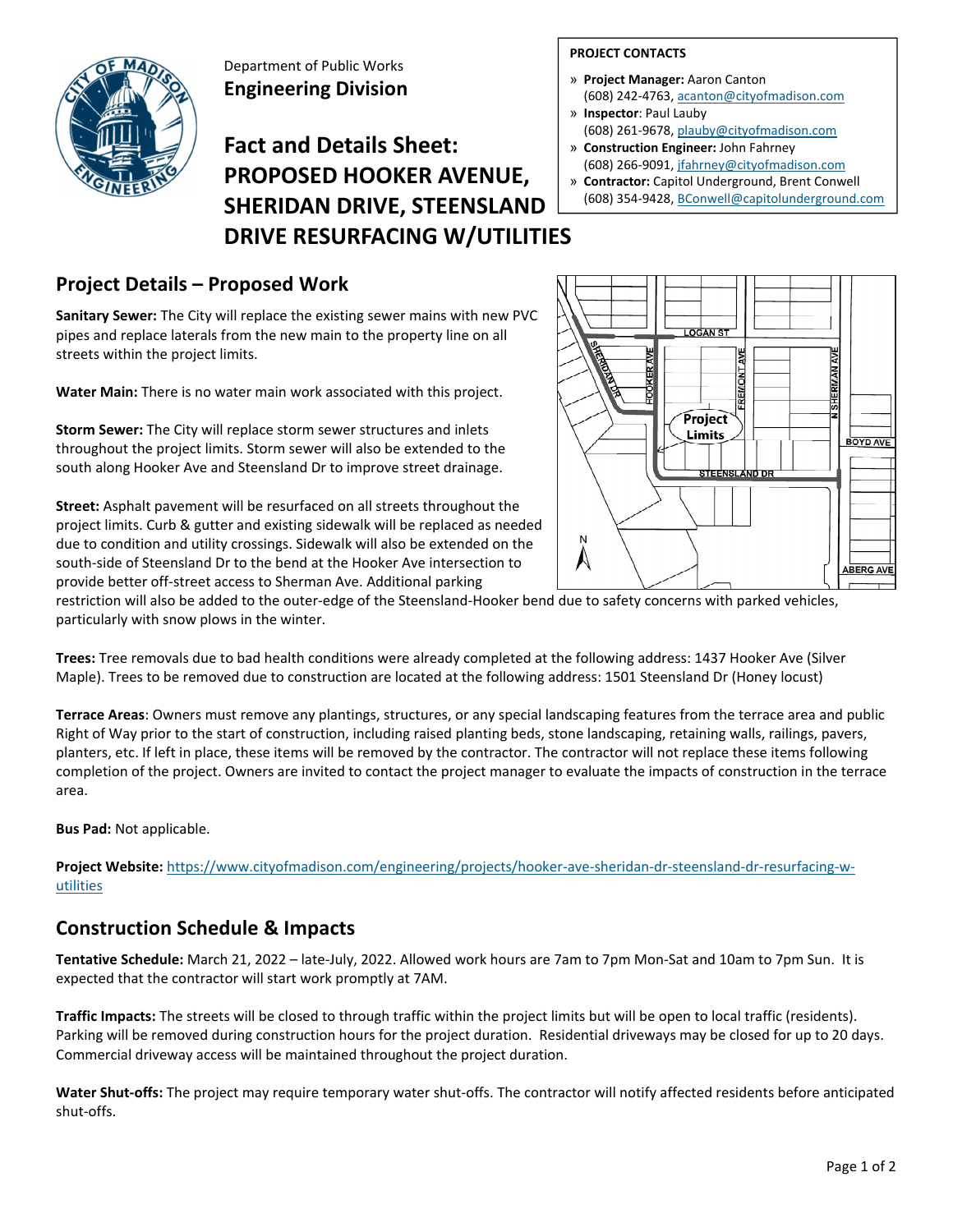Department of Public Works
**Engineering Division**

# Fact and Details Sheet: PROPOSED HOOKER AVENUE, SHERIDAN DRIVE, STEENSLAND DRIVE RESURFACING W/UTILITIES

**PROJECT CONTACTS**

- **Project Manager:** Aaron Canton
  (608) 242-4763, acanton@cityofmadison.com
- **Inspector**: Paul Lauby
  (608) 261-9678, plauby@cityofmadison.com
- **Construction Engineer:** John Fahrney
  (608) 266-9091, jfahrney@cityofmadison.com
- **Contractor:** Capitol Underground, Brent Conwell
  (608) 354-9428, BConwell@capitolunderground.com

## Project Details – Proposed Work

**Sanitary Sewer:** The City will replace the existing sewer mains with new PVC pipes and replace laterals from the new main to the property line on all streets within the project limits.

**Water Main:** There is no water main work associated with this project.

**Storm Sewer:** The City will replace storm sewer structures and inlets throughout the project limits. Storm sewer will also be extended to the south along Hooker Ave and Steensland Dr to improve street drainage.

**Street:** Asphalt pavement will be resurfaced on all streets throughout the project limits. Curb & gutter and existing sidewalk will be replaced as needed due to condition and utility crossings. Sidewalk will also be extended on the south-side of Steensland Dr to the bend at the Hooker Ave intersection to provide better off-street access to Sherman Ave. Additional parking restriction will also be added to the outer-edge of the Steensland-Hooker bend due to safety concerns with parked vehicles, particularly with snow plows in the winter.

**Trees:** Tree removals due to bad health conditions were already completed at the following address: 1437 Hooker Ave (Silver Maple). Trees to be removed due to construction are located at the following address: 1501 Steensland Dr (Honey locust)

**Terrace Areas**: Owners must remove any plantings, structures, or any special landscaping features from the terrace area and public Right of Way prior to the start of construction, including raised planting beds, stone landscaping, retaining walls, railings, pavers, planters, etc. If left in place, these items will be removed by the contractor. The contractor will not replace these items following completion of the project. Owners are invited to contact the project manager to evaluate the impacts of construction in the terrace area.

**Bus Pad:** Not applicable.

**Project Website:** https://www.cityofmadison.com/engineering/projects/hooker-ave-sheridan-dr-steensland-dr-resurfacing-w-utilities

## Construction Schedule & Impacts

**Tentative Schedule:** March 21, 2022 – late-July, 2022. Allowed work hours are 7am to 7pm Mon-Sat and 10am to 7pm Sun. It is expected that the contractor will start work promptly at 7AM.

**Traffic Impacts:** The streets will be closed to through traffic within the project limits but will be open to local traffic (residents). Parking will be removed during construction hours for the project duration. Residential driveways may be closed for up to 20 days. Commercial driveway access will be maintained throughout the project duration.

**Water Shut-offs:** The project may require temporary water shut-offs. The contractor will notify affected residents before anticipated shut-offs.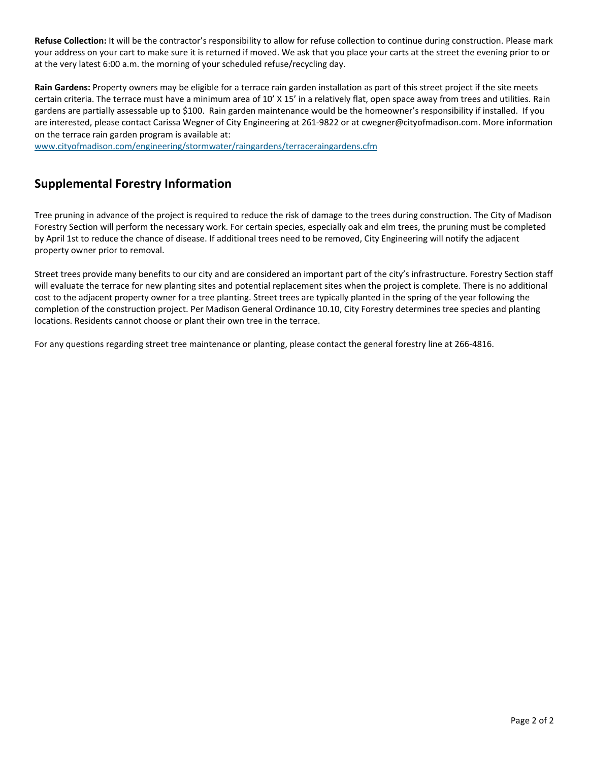**Refuse Collection:** It will be the contractor's responsibility to allow for refuse collection to continue during construction. Please mark your address on your cart to make sure it is returned if moved. We ask that you place your carts at the street the evening prior to or at the very latest 6:00 a.m. the morning of your scheduled refuse/recycling day.

**Rain Gardens:** Property owners may be eligible for a terrace rain garden installation as part of this street project if the site meets certain criteria. The terrace must have a minimum area of 10' X 15' in a relatively flat, open space away from trees and utilities. Rain gardens are partially assessable up to $100. Rain garden maintenance would be the homeowner's responsibility if installed. If you are interested, please contact Carissa Wegner of City Engineering at 261-9822 or at cwegner@cityofmadison.com. More information on the terrace rain garden program is available at:
www.cityofmadison.com/engineering/stormwater/raingardens/terraceraingardens.cfm

## Supplemental Forestry Information

Tree pruning in advance of the project is required to reduce the risk of damage to the trees during construction. The City of Madison Forestry Section will perform the necessary work. For certain species, especially oak and elm trees, the pruning must be completed by April 1st to reduce the chance of disease. If additional trees need to be removed, City Engineering will notify the adjacent property owner prior to removal.

Street trees provide many benefits to our city and are considered an important part of the city's infrastructure. Forestry Section staff will evaluate the terrace for new planting sites and potential replacement sites when the project is complete. There is no additional cost to the adjacent property owner for a tree planting. Street trees are typically planted in the spring of the year following the completion of the construction project. Per Madison General Ordinance 10.10, City Forestry determines tree species and planting locations. Residents cannot choose or plant their own tree in the terrace.

For any questions regarding street tree maintenance or planting, please contact the general forestry line at 266-4816.